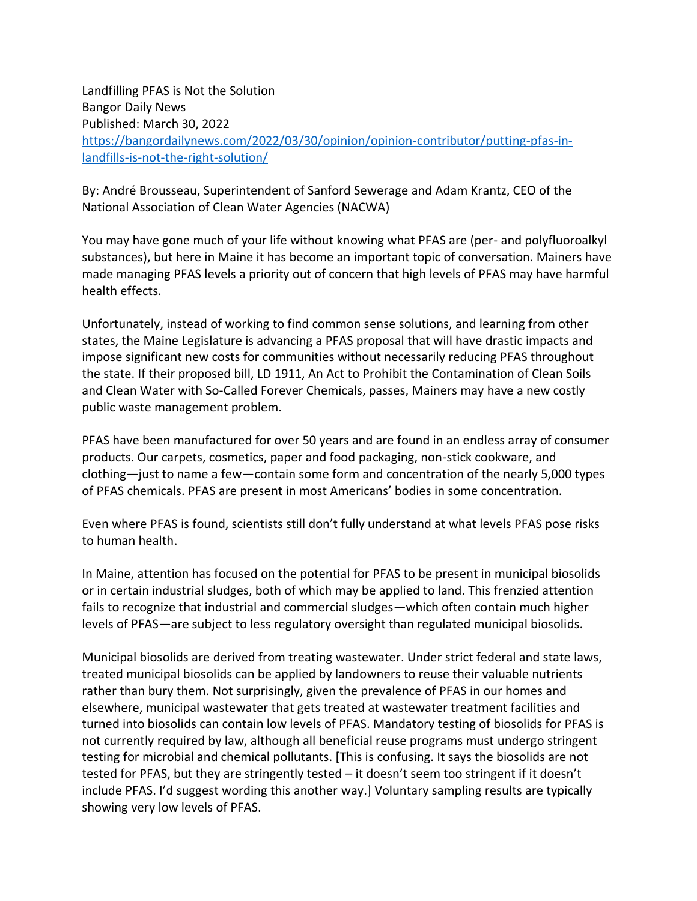Landfilling PFAS is Not the Solution
Bangor Daily News
Published: March 30, 2022
[https://bangordailynews.com/2022/03/30/opinion/opinion-contributor/putting-pfas-in-landfills-is-not-the-right-solution/](https://bangordailynews.com/2022/03/30/opinion/opinion-contributor/putting-pfas-in-landfills-is-not-the-right-solution/)

By: André Brousseau, Superintendent of Sanford Sewerage and Adam Krantz, CEO of the National Association of Clean Water Agencies (NACWA)

You may have gone much of your life without knowing what PFAS are (per- and polyfluoroalkyl substances), but here in Maine it has become an important topic of conversation. Mainers have made managing PFAS levels a priority out of concern that high levels of PFAS may have harmful health effects.

Unfortunately, instead of working to find common sense solutions, and learning from other states, the Maine Legislature is advancing a PFAS proposal that will have drastic impacts and impose significant new costs for communities without necessarily reducing PFAS throughout the state. If their proposed bill, LD 1911, An Act to Prohibit the Contamination of Clean Soils and Clean Water with So-Called Forever Chemicals, passes, Mainers may have a new costly public waste management problem.

PFAS have been manufactured for over 50 years and are found in an endless array of consumer products. Our carpets, cosmetics, paper and food packaging, non-stick cookware, and clothing—just to name a few—contain some form and concentration of the nearly 5,000 types of PFAS chemicals. PFAS are present in most Americans' bodies in some concentration.

Even where PFAS is found, scientists still don't fully understand at what levels PFAS pose risks to human health.

In Maine, attention has focused on the potential for PFAS to be present in municipal biosolids or in certain industrial sludges, both of which may be applied to land. This frenzied attention fails to recognize that industrial and commercial sludges—which often contain much higher levels of PFAS—are subject to less regulatory oversight than regulated municipal biosolids.

Municipal biosolids are derived from treating wastewater. Under strict federal and state laws, treated municipal biosolids can be applied by landowners to reuse their valuable nutrients rather than bury them. Not surprisingly, given the prevalence of PFAS in our homes and elsewhere, municipal wastewater that gets treated at wastewater treatment facilities and turned into biosolids can contain low levels of PFAS. Mandatory testing of biosolids for PFAS is not currently required by law, although all beneficial reuse programs must undergo stringent testing for microbial and chemical pollutants. [This is confusing. It says the biosolids are not tested for PFAS, but they are stringently tested – it doesn't seem too stringent if it doesn't include PFAS. I'd suggest wording this another way.] Voluntary sampling results are typically showing very low levels of PFAS.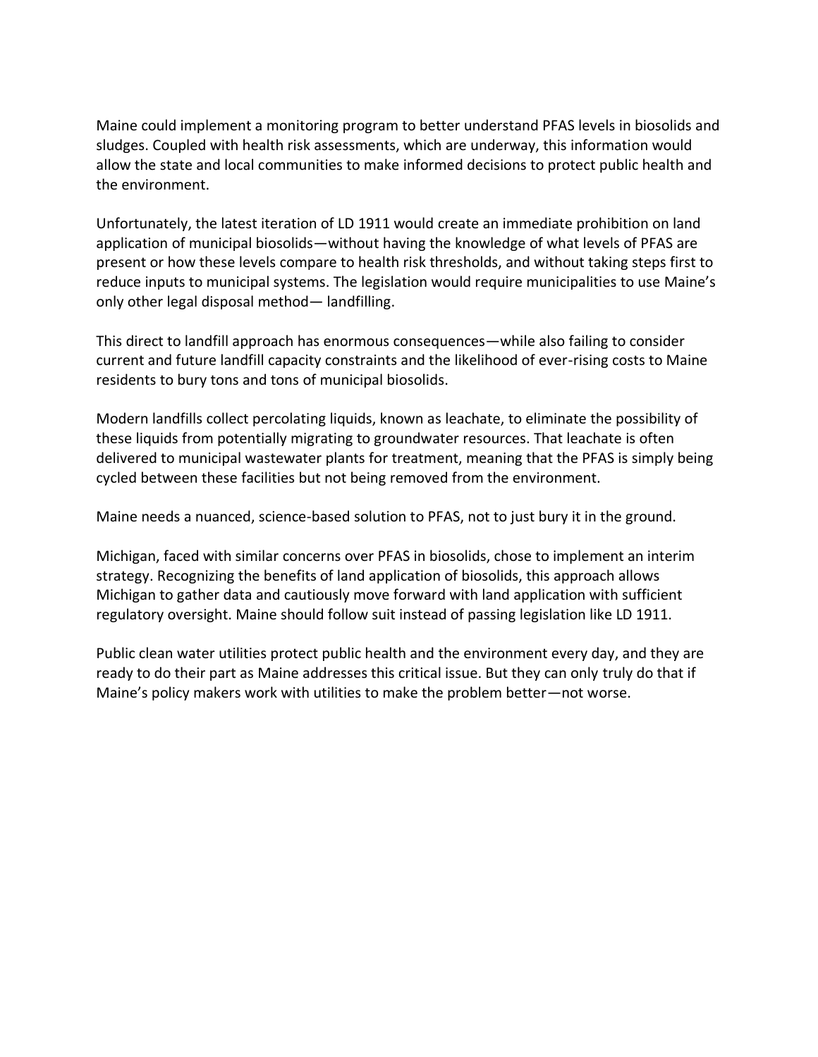Maine could implement a monitoring program to better understand PFAS levels in biosolids and sludges. Coupled with health risk assessments, which are underway, this information would allow the state and local communities to make informed decisions to protect public health and the environment.

Unfortunately, the latest iteration of LD 1911 would create an immediate prohibition on land application of municipal biosolids—without having the knowledge of what levels of PFAS are present or how these levels compare to health risk thresholds, and without taking steps first to reduce inputs to municipal systems. The legislation would require municipalities to use Maine's only other legal disposal method— landfilling.

This direct to landfill approach has enormous consequences—while also failing to consider current and future landfill capacity constraints and the likelihood of ever-rising costs to Maine residents to bury tons and tons of municipal biosolids.

Modern landfills collect percolating liquids, known as leachate, to eliminate the possibility of these liquids from potentially migrating to groundwater resources. That leachate is often delivered to municipal wastewater plants for treatment, meaning that the PFAS is simply being cycled between these facilities but not being removed from the environment.

Maine needs a nuanced, science-based solution to PFAS, not to just bury it in the ground.

Michigan, faced with similar concerns over PFAS in biosolids, chose to implement an interim strategy. Recognizing the benefits of land application of biosolids, this approach allows Michigan to gather data and cautiously move forward with land application with sufficient regulatory oversight. Maine should follow suit instead of passing legislation like LD 1911.

Public clean water utilities protect public health and the environment every day, and they are ready to do their part as Maine addresses this critical issue. But they can only truly do that if Maine's policy makers work with utilities to make the problem better—not worse.